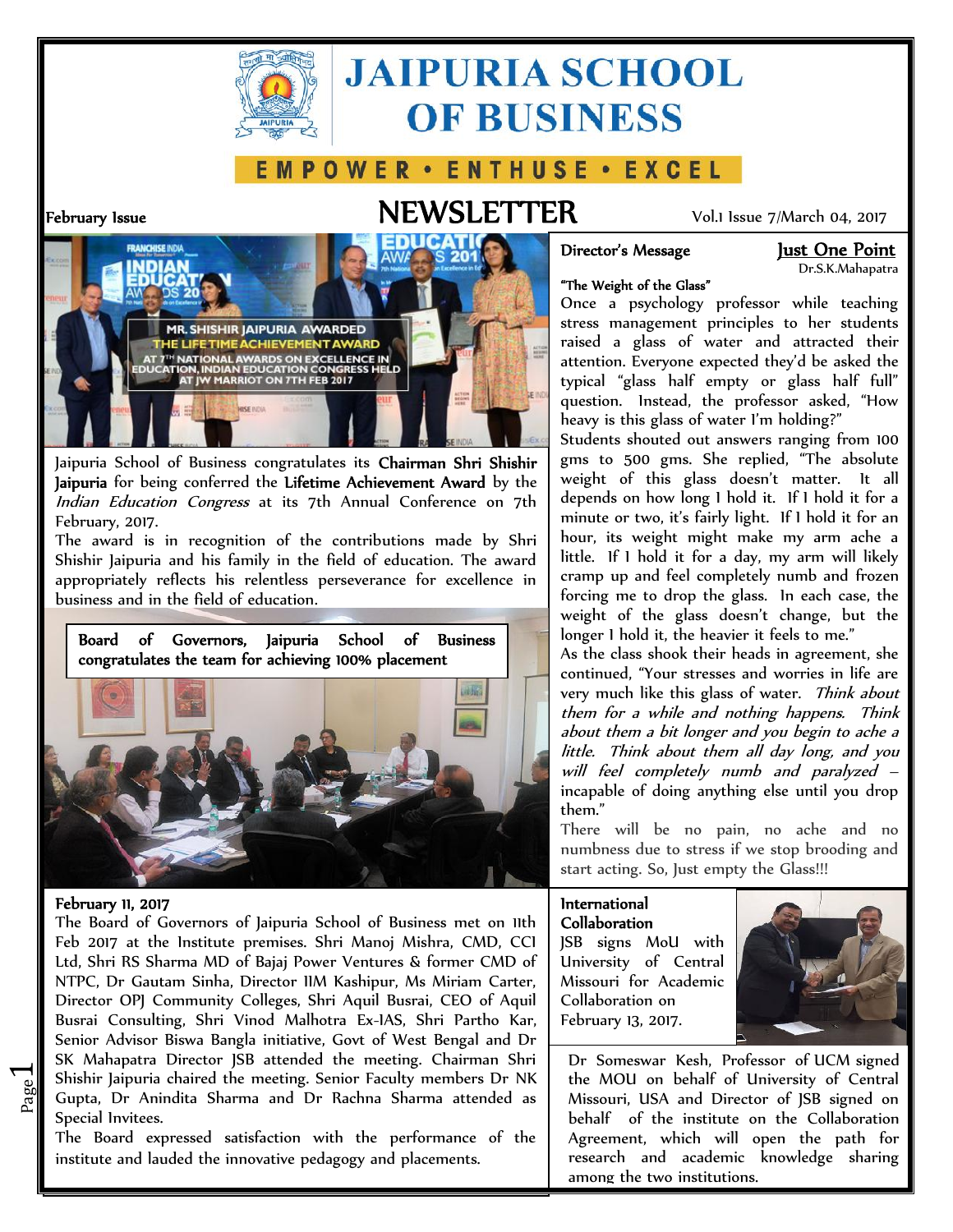# JAIPURIA SCHOOL OF BUSINESS

EMPOWER • ENTHUSE • EXCEL

February Issue

## NEWSLETTER

Vol.1 Issue 7/March 04, 2017

MR. SHISHIR JAIPURIA AWARDED THE LIFETIME ACHIEVEMENT AWARD AT 7TH NATIONAL AWARDS ON EXCELLENCE IN EDUCATION, INDIAN EDUCATION CONGRESS HELD AT JW MARRIOT ON 7TH FEB 2017

Jaipuria School of Business congratulates its **Chairman Shri Shishir Jaipuria** for being conferred the **Lifetime Achievement Award** by the *Indian Education Congress* at its 7th Annual Conference on 7th February, 2017.

The award is in recognition of the contributions made by Shri Shishir Jaipuria and his family in the field of education. The award appropriately reflects his relentless perseverance for excellence in business and in the field of education.

**Board of Governors, Jaipuria School of Business congratulates the team for achieving 100% placement**

**February 11, 2017**

The Board of Governors of Jaipuria School of Business met on 11th Feb 2017 at the Institute premises. Shri Manoj Mishra, CMD, CCI Ltd, Shri RS Sharma MD of Bajaj Power Ventures & former CMD of NTPC, Dr Gautam Sinha, Director IIM Kashipur, Ms Miriam Carter, Director OPJ Community Colleges, Shri Aquil Busrai, CEO of Aquil Busrai Consulting, Shri Vinod Malhotra Ex-IAS, Shri Partho Kar, Senior Advisor Biswa Bangla initiative, Govt of West Bengal and Dr SK Mahapatra Director JSB attended the meeting. Chairman Shri Shishir Jaipuria chaired the meeting. Senior Faculty members Dr NK Gupta, Dr Anindita Sharma and Dr Rachna Sharma attended as Special Invitees.

The Board expressed satisfaction with the performance of the institute and lauded the innovative pedagogy and placements.

## Director's Message

### Just One Point

Dr.S.K.Mahapatra

**"The Weight of the Glass"**

Once a psychology professor while teaching stress management principles to her students raised a glass of water and attracted their attention. Everyone expected they'd be asked the typical "glass half empty or glass half full" question. Instead, the professor asked, "How heavy is this glass of water I'm holding?"

Students shouted out answers ranging from 100 gms to 500 gms. She replied, "The absolute weight of this glass doesn't matter. It all depends on how long I hold it. If I hold it for a minute or two, it's fairly light. If I hold it for an hour, its weight might make my arm ache a little. If I hold it for a day, my arm will likely cramp up and feel completely numb and frozen forcing me to drop the glass. In each case, the weight of the glass doesn't change, but the longer I hold it, the heavier it feels to me."

As the class shook their heads in agreement, she continued, "Your stresses and worries in life are very much like this glass of water. *Think about them for a while and nothing happens. Think about them a bit longer and you begin to ache a little. Think about them all day long, and you will feel completely numb and paralyzed* – incapable of doing anything else until you drop them."

There will be no pain, no ache and no numbness due to stress if we stop brooding and start acting. So, Just empty the Glass!!!

## International Collaboration

JSB signs MoU with University of Central Missouri for Academic Collaboration on February 13, 2017.

Dr Someswar Kesh, Professor of UCM signed the MOU on behalf of University of Central Missouri, USA and Director of JSB signed on behalf of the institute on the Collaboration Agreement, which will open the path for research and academic knowledge sharing among the two institutions.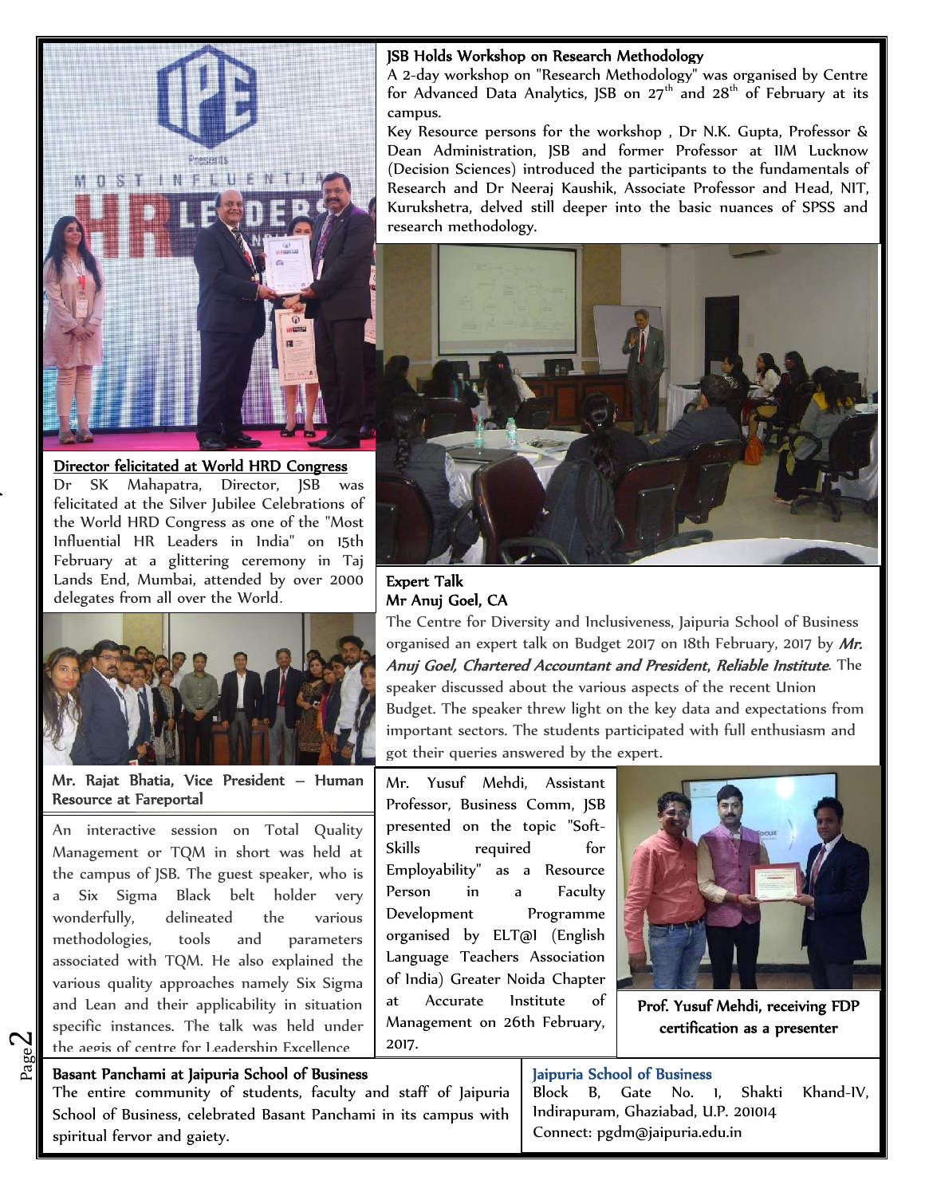### Director felicitated at World HRD Congress

Dr SK Mahapatra, Director, JSB was felicitated at the Silver Jubilee Celebrations of the World HRD Congress as one of the "Most Influential HR Leaders in India" on 15th February at a glittering ceremony in Taj Lands End, Mumbai, attended by over 2000 delegates from all over the World.

### JSB Holds Workshop on Research Methodology

A 2-day workshop on "Research Methodology" was organised by Centre for Advanced Data Analytics, JSB on 27th and 28th of February at its campus.

Key Resource persons for the workshop , Dr N.K. Gupta, Professor & Dean Administration, JSB and former Professor at IIM Lucknow (Decision Sciences) introduced the participants to the fundamentals of Research and Dr Neeraj Kaushik, Associate Professor and Head, NIT, Kurukshetra, delved still deeper into the basic nuances of SPSS and research methodology.

### Expert Talk
### Mr Anuj Goel, CA

The Centre for Diversity and Inclusiveness, Jaipuria School of Business organised an expert talk on Budget 2017 on 18th February, 2017 by ***Mr. Anuj Goel, Chartered Accountant and President, Reliable Institute***. The speaker discussed about the various aspects of the recent Union Budget. The speaker threw light on the key data and expectations from important sectors. The students participated with full enthusiasm and got their queries answered by the expert.

### Mr. Rajat Bhatia, Vice President – Human Resource at Fareportal

An interactive session on Total Quality Management or TQM in short was held at the campus of JSB. The guest speaker, who is a Six Sigma Black belt holder very wonderfully, delineated the various methodologies, tools and parameters associated with TQM. He also explained the various quality approaches namely Six Sigma and Lean and their applicability in situation specific instances. The talk was held under the aegis of centre for Leadership Excellence

Mr. Yusuf Mehdi, Assistant Professor, Business Comm, JSB presented on the topic "Soft-Skills required for Employability" as a Resource Person in a Faculty Development Programme organised by ELT@I (English Language Teachers Association of India) Greater Noida Chapter at Accurate Institute of Management on 26th February, 2017.

**Prof. Yusuf Mehdi, receiving FDP certification as a presenter**

### Basant Panchami at Jaipuria School of Business

The entire community of students, faculty and staff of Jaipuria School of Business, celebrated Basant Panchami in its campus with spiritual fervor and gaiety.

**Jaipuria School of Business**
Block B, Gate No. 1, Shakti Khand-IV, Indirapuram, Ghaziabad, U.P. 201014
Connect: pgdm@jaipuria.edu.in